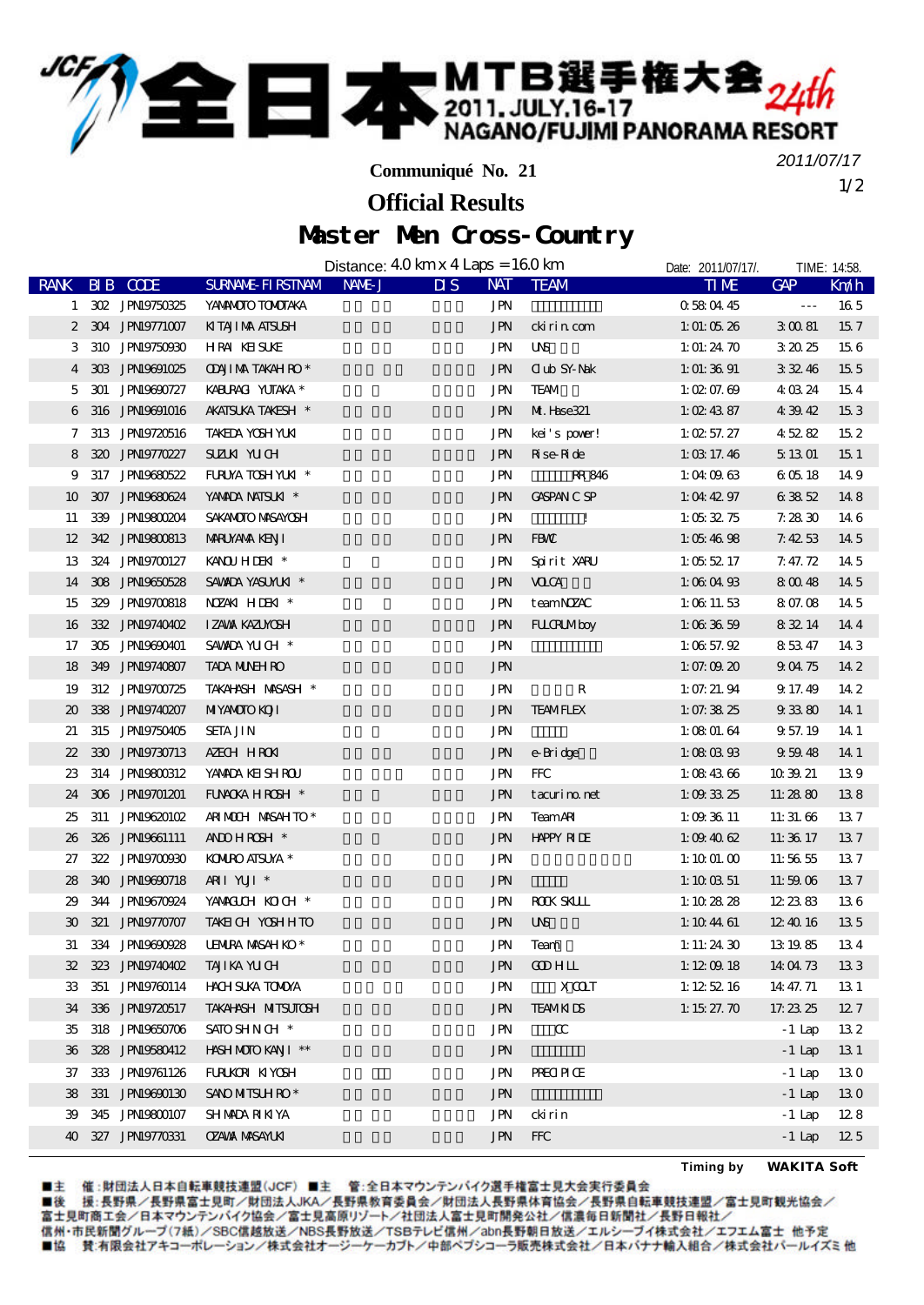# 全日本MTB選手権大会 24th

2011.JULY.16-17
NAGANO/FUJIMI PANORAMA RESORT

2011/07/17

**Communiqué No. 21**

## Official Results

## Master Men Cross-Country

Distance: 4.0 km x 4 Laps = 16.0 km

Date: 2011/07/17/. TIME: 14:58.

| RANK | BIB | CODE | SURNAME-FIRSTNAM | NAME-J | DIS | NAT | TEAM | TIME | GAP | Km/h |
|---|---|---|---|---|---|---|---|---|---|---|
| 1 | 302 | JPN19750325 | YAMAMOTO TOMOTAKA | | | JPN | | 0:58:04.45 | --- | 16.5 |
| 2 | 304 | JPN19771007 | KITAJIMA ATSUSHI | | | JPN | ckirin.com | 1:01:05.26 | 3:00.81 | 15.7 |
| 3 | 310 | JPN19750930 | HIRAI KEISUKE | | | JPN | UNS | 1:01:24.70 | 3:20.25 | 15.6 |
| 4 | 303 | JPN19691025 | ODAJIMA TAKAHIRO * | | | JPN | Club SY-Nak | 1:01:36.91 | 3:32.46 | 15.5 |
| 5 | 301 | JPN19690727 | KABURAGI YUTAKA * | | | JPN | TEAM | 1:02:07.69 | 4:03.24 | 15.4 |
| 6 | 316 | JPN19691016 | AKATSUKA TAKESHI * | | | JPN | Mt.Hase321 | 1:02:43.87 | 4:39.42 | 15.3 |
| 7 | 313 | JPN19720516 | TAKEDA YOSHIYUKI | | | JPN | kei's power! | 1:02:57.27 | 4:52.82 | 15.2 |
| 8 | 320 | JPN19770227 | SUZUKI YUICHI | | | JPN | Rise-Ride | 1:03:17.46 | 5:13.01 | 15.1 |
| 9 | 317 | JPN19680522 | FURUYA TOSHIYUKI * | | | JPN | RR 846 | 1:04:09.63 | 6:05.18 | 14.9 |
| 10 | 307 | JPN19680624 | YAMADA NATSUKI * | | | JPN | GASPANIC SP | 1:04:42.97 | 6:38.52 | 14.8 |
| 11 | 339 | JPN19800204 | SAKAMOTO MASAYOSHI | | | JPN | ! | 1:05:32.75 | 7:28.30 | 14.6 |
| 12 | 342 | JPN19800813 | MARUYAMA KENJI | | | JPN | FBMC | 1:05:46.98 | 7:42.53 | 14.5 |
| 13 | 324 | JPN19700127 | KANOU HIDEKI * | | | JPN | Spirit XARU | 1:05:52.17 | 7:47.72 | 14.5 |
| 14 | 308 | JPN19650528 | SAWADA YASUYUKI * | | | JPN | VOLCA | 1:06:04.93 | 8:00.48 | 14.5 |
| 15 | 329 | JPN19700818 | NOZAKI HIDEKI * | | | JPN | teamNOZAC | 1:06:11.53 | 8:07.08 | 14.5 |
| 16 | 332 | JPN19740402 | IZAWA KAZUYOSHI | | | JPN | FULCRUM boy | 1:06:36.59 | 8:32.14 | 14.4 |
| 17 | 305 | JPN19690401 | SAWADA YUICHI * | | | JPN | | 1:06:57.92 | 8:53.47 | 14.3 |
| 18 | 349 | JPN19740807 | TADA MUNEHIRO | | | JPN | | 1:07:09.20 | 9:04.75 | 14.2 |
| 19 | 312 | JPN19700725 | TAKAHASHI MASASHI * | | | JPN | R | 1:07:21.94 | 9:17.49 | 14.2 |
| 20 | 338 | JPN19740207 | MIYAMOTO KOJI | | | JPN | TEAM FLEX | 1:07:38.25 | 9:33.80 | 14.1 |
| 21 | 315 | JPN19750405 | SETA JIN | | | JPN | | 1:08:01.64 | 9:57.19 | 14.1 |
| 22 | 330 | JPN19730713 | AZECHI HIROKI | | | JPN | e-Bridge | 1:08:03.93 | 9:59.48 | 14.1 |
| 23 | 314 | JPN19800312 | YAMADA KEISHIROU | | | JPN | FFC | 1:08:43.66 | 10:39.21 | 13.9 |
| 24 | 306 | JPN19701201 | FUNAOKA HIROSHI * | | | JPN | tacurino.net | 1:09:33.25 | 11:28.80 | 13.8 |
| 25 | 311 | JPN19620102 | ARIMOCHI MASAHITO * | | | JPN | Team ARI | 1:09:36.11 | 11:31.66 | 13.7 |
| 26 | 326 | JPN19661111 | ANDO HIROSHI * | | | JPN | HAPPY RIDE | 1:09:40.62 | 11:36.17 | 13.7 |
| 27 | 322 | JPN19700930 | KOMURO ATSUYA * | | | JPN | | 1:10:01.00 | 11:56.55 | 13.7 |
| 28 | 340 | JPN19690718 | ARII YUJI * | | | JPN | | 1:10:03.51 | 11:59.06 | 13.7 |
| 29 | 344 | JPN19670924 | YAMAGUCHI KOICHI * | | | JPN | ROCK SKULL | 1:10:28.28 | 12:23.83 | 13.6 |
| 30 | 321 | JPN19770707 | TAKEICHI YOSHIHITO | | | JPN | UNS | 1:10:44.61 | 12:40.16 | 13.5 |
| 31 | 334 | JPN19690928 | UEMURA MASAHIKO * | | | JPN | Team | 1:11:24.30 | 13:19.85 | 13.4 |
| 32 | 323 | JPN19740402 | TAJIKA YUICHI | | | JPN | GOD HILL | 1:12:09.18 | 14:04.73 | 13.3 |
| 33 | 351 | JPN19760114 | HACHISUKA TOMOYA | | | JPN | X COLT | 1:12:52.16 | 14:47.71 | 13.1 |
| 34 | 336 | JPN19720517 | TAKAHASHI MITSUTOSHI | | | JPN | TEAM KIDS | 1:15:27.70 | 17:23.25 | 12.7 |
| 35 | 318 | JPN19650706 | SATO SHINICHI * | | | JPN | CC | | -1 Lap | 13.2 |
| 36 | 328 | JPN19580412 | HASHIMOTO KANJI ** | | | JPN | | | -1 Lap | 13.1 |
| 37 | 333 | JPN19761126 | FURUKORI KIYOSHI | | | JPN | PRECIPICE | | -1 Lap | 13.0 |
| 38 | 331 | JPN19690130 | SANO MITSUHIRO * | | | JPN | | | -1 Lap | 13.0 |
| 39 | 345 | JPN19800107 | SHIMADA RIKIYA | | | JPN | ckirin | | -1 Lap | 12.8 |
| 40 | 327 | JPN19770331 | OZAWA MASAYUKI | | | JPN | FFC | | -1 Lap | 12.5 |

Timing by WAKITA Soft

■主　催:財団法人日本自転車競技連盟(JCF)　■主　管:全日本マウンテンバイク選手権富士見大会実行委員会
■後　援:長野県/長野県富士見町/財団法人JKA/長野県教育委員会/財団法人長野県体育協会/長野県自転車競技連盟/富士見町観光協会/
富士見町商工会/日本マウンテンバイク協会/富士見高原リゾート/社団法人富士見町開発公社/信濃毎日新聞社/長野日報社/
信州・市民新聞グループ(7紙)/SBC信越放送/NBS長野放送/TSBテレビ信州/abn長野朝日放送/エルシーブイ株式会社/エフエム富士 他予定
■協　賛:有限会社アキコーポレーション/株式会社オージーケーカブト/中部ペプシコーラ販売株式会社/日本バナナ輸入組合/株式会社パールイズミ 他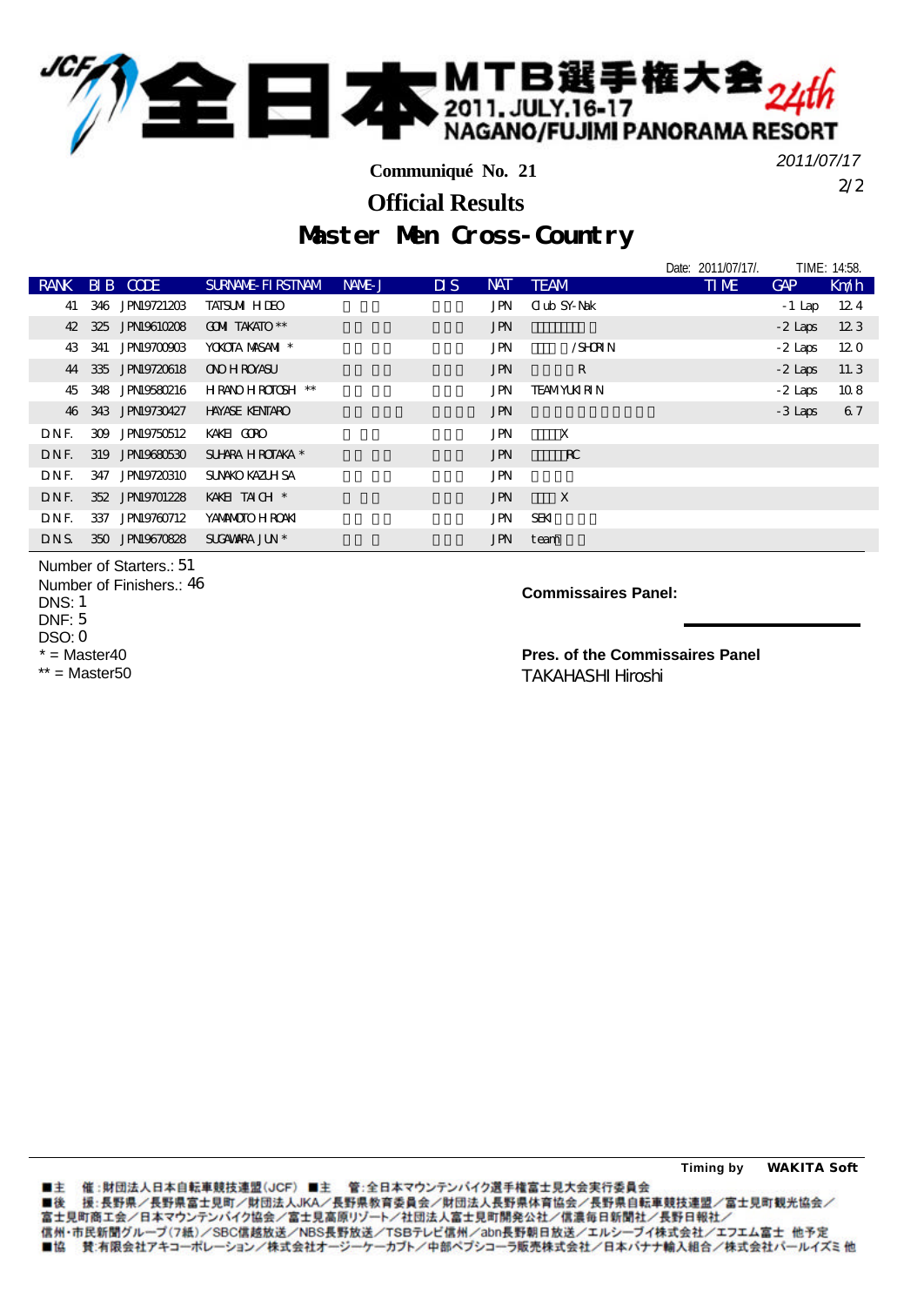# 全日本MTB選手権大会 24th

2011.JULY.16-17
NAGANO/FUJIMI PANORAMA RESORT

**Communiqué No. 21**

2011/07/17

## Official Results

## Master Men Cross-Country

Date: 2011/07/17/. TIME: 14:58.

| RANK | BIB | CODE | SURNAME-FIRSTNAME | NAME-J | DIS | NAT | TEAM | TIME | GAP | Km/h |
|---|---|---|---|---|---|---|---|---|---|---|
| 41 | 346 | JPN19721203 | TATSUMI HIDEO | | | JPN | Club SY-Nak | | -1 Lap | 12.4 |
| 42 | 325 | JPN19610208 | GOMI TAKATO ** | | | JPN | | | -2 Laps | 12.3 |
| 43 | 341 | JPN19700903 | YOKOTA MASAMI * | | | JPN | /SHORIN | | -2 Laps | 12.0 |
| 44 | 335 | JPN19720618 | ONO HIROYASU | | | JPN | R | | -2 Laps | 11.3 |
| 45 | 348 | JPN19580216 | HIRANO HIROTOSHI ** | | | JPN | TEAM YUKIRIN | | -2 Laps | 10.8 |
| 46 | 343 | JPN19730427 | HAYASE KENTARO | | | JPN | | | -3 Laps | 6.7 |
| DNF. | 309 | JPN19750512 | KAKEI GORO | | | JPN | X | | | |
| DNF. | 319 | JPN19680530 | SUHARA HIROTAKA * | | | JPN | RC | | | |
| DNF. | 347 | JPN19720310 | SUNAKO KAZUHISA | | | JPN | | | | |
| DNF. | 352 | JPN19701228 | KAKEI TAICHI * | | | JPN | X | | | |
| DNF. | 337 | JPN19760712 | YAMAMOTO HIROAKI | | | JPN | SEKI | | | |
| DNS. | 350 | JPN19670828 | SUGAWARA JUN * | | | JPN | team | | | |

Number of Starters.: 51
Number of Finishers.: 46
DNS: 1
DNF: 5
DSO: 0
* = Master40
** = Master50

**Commissaires Panel:**

**Pres. of the Commissaires Panel**
TAKAHASHI Hiroshi

Timing by **WAKITA Soft**

■主　催：財団法人日本自転車競技連盟（JCF）■主　管：全日本マウンテンバイク選手権富士見大会実行委員会
■後　援：長野県／長野県富士見町／財団法人JKA／長野県教育委員会／財団法人長野県体育協会／長野県自転車競技連盟／富士見町観光協会／富士見町商工会／日本マウンテンバイク協会／富士見高原リゾート／社団法人富士見町開発公社／信濃毎日新聞社／長野日報社／信州・市民新聞グループ（7紙）／SBC信越放送／NBS長野放送／TSBテレビ信州／abn長野朝日放送／エルシーブイ株式会社／エフエム富士 他予定
■協　賛：有限会社アキコーポレーション／株式会社オージーケーカブト／中部ペプシコーラ販売株式会社／日本バナナ輸入組合／株式会社パールイズミ 他